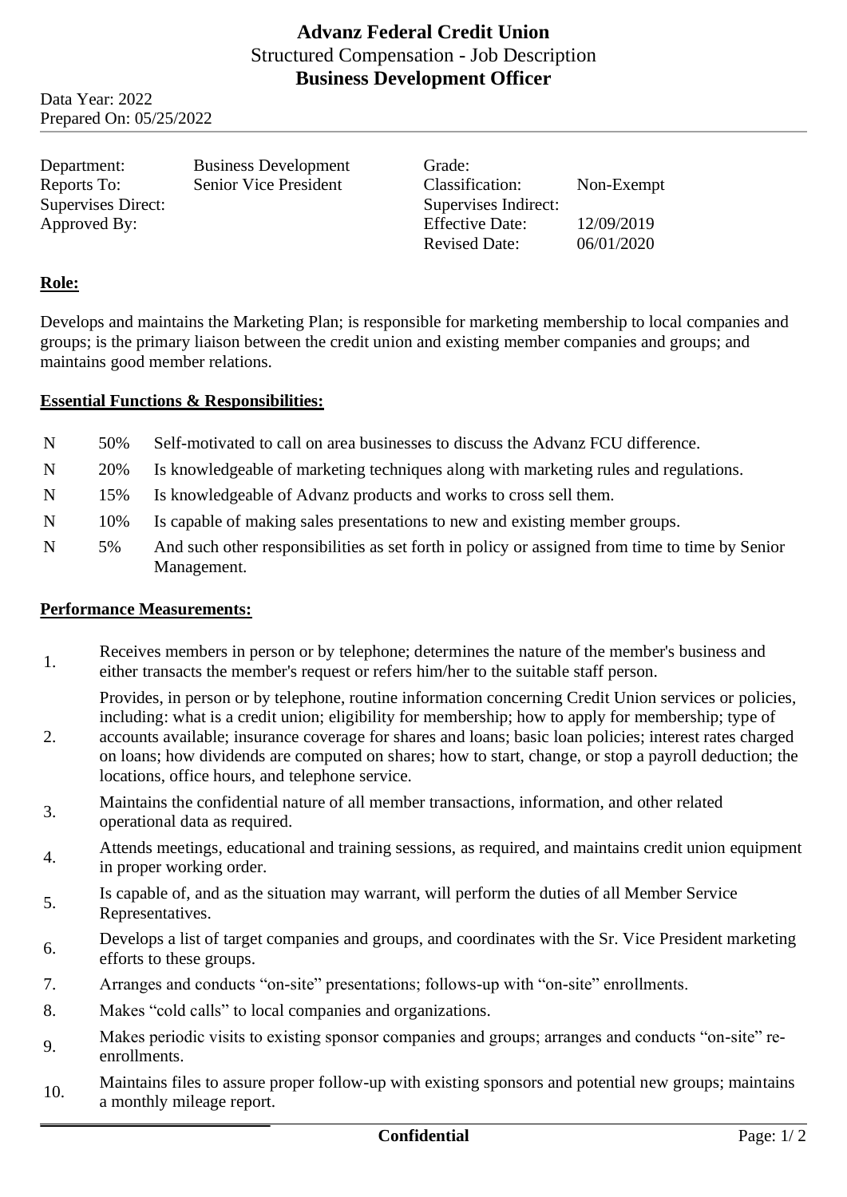# Advanz Federal Credit Union

Structured Compensation - Job Description

**Business Development Officer**

Data Year: 2022
Prepared On: 05/25/2022

| | | | |
|---|---|---|---|
| Department: | Business Development | Grade: | |
| Reports To: | Senior Vice President | Classification: | Non-Exempt |
| Supervises Direct: | | Supervises Indirect: | |
| Approved By: | | Effective Date: | 12/09/2019 |
| | | Revised Date: | 06/01/2020 |

## Role:

Develops and maintains the Marketing Plan; is responsible for marketing membership to local companies and groups; is the primary liaison between the credit union and existing member companies and groups; and maintains good member relations.

## Essential Functions & Responsibilities:

| | | |
|---|---|---|
| N | 50% | Self-motivated to call on area businesses to discuss the Advanz FCU difference. |
| N | 20% | Is knowledgeable of marketing techniques along with marketing rules and regulations. |
| N | 15% | Is knowledgeable of Advanz products and works to cross sell them. |
| N | 10% | Is capable of making sales presentations to new and existing member groups. |
| N | 5% | And such other responsibilities as set forth in policy or assigned from time to time by Senior Management. |

## Performance Measurements:

1. Receives members in person or by telephone; determines the nature of the member's business and either transacts the member's request or refers him/her to the suitable staff person.
2. Provides, in person or by telephone, routine information concerning Credit Union services or policies, including: what is a credit union; eligibility for membership; how to apply for membership; type of accounts available; insurance coverage for shares and loans; basic loan policies; interest rates charged on loans; how dividends are computed on shares; how to start, change, or stop a payroll deduction; the locations, office hours, and telephone service.
3. Maintains the confidential nature of all member transactions, information, and other related operational data as required.
4. Attends meetings, educational and training sessions, as required, and maintains credit union equipment in proper working order.
5. Is capable of, and as the situation may warrant, will perform the duties of all Member Service Representatives.
6. Develops a list of target companies and groups, and coordinates with the Sr. Vice President marketing efforts to these groups.
7. Arranges and conducts "on-site" presentations; follows-up with "on-site" enrollments.
8. Makes "cold calls" to local companies and organizations.
9. Makes periodic visits to existing sponsor companies and groups; arranges and conducts "on-site" re-enrollments.
10. Maintains files to assure proper follow-up with existing sponsors and potential new groups; maintains a monthly mileage report.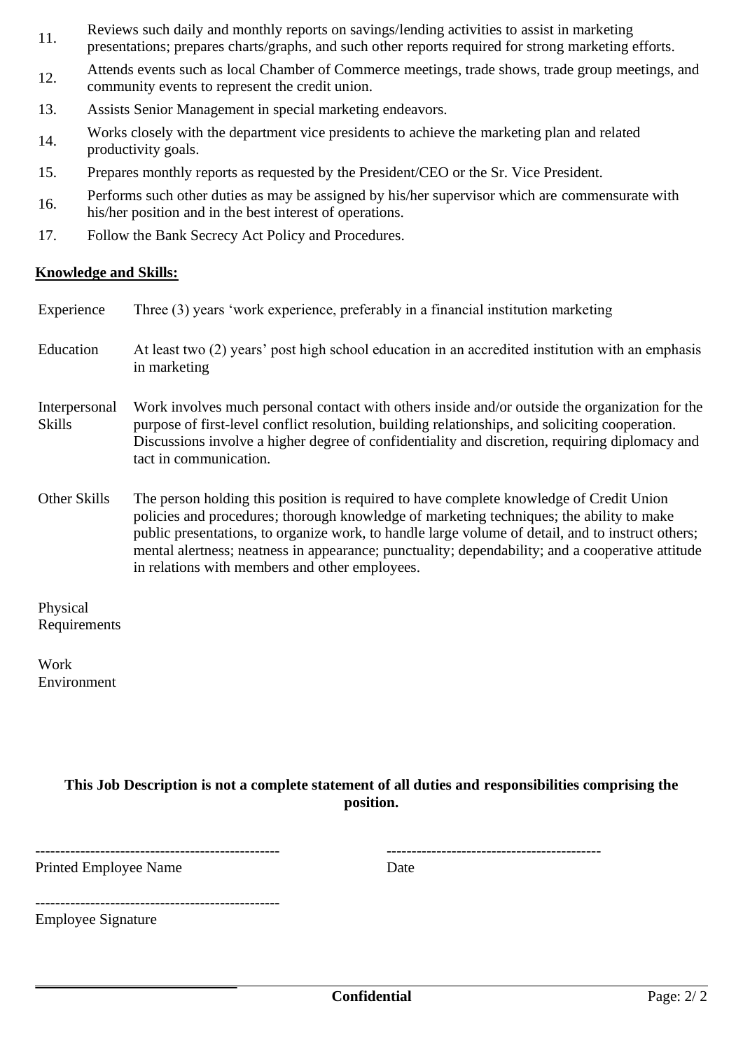11. Reviews such daily and monthly reports on savings/lending activities to assist in marketing presentations; prepares charts/graphs, and such other reports required for strong marketing efforts.
12. Attends events such as local Chamber of Commerce meetings, trade shows, trade group meetings, and community events to represent the credit union.
13. Assists Senior Management in special marketing endeavors.
14. Works closely with the department vice presidents to achieve the marketing plan and related productivity goals.
15. Prepares monthly reports as requested by the President/CEO or the Sr. Vice President.
16. Performs such other duties as may be assigned by his/her supervisor which are commensurate with his/her position and in the best interest of operations.
17. Follow the Bank Secrecy Act Policy and Procedures.

**Knowledge and Skills:**

| | |
|---|---|
| Experience | Three (3) years 'work experience, preferably in a financial institution marketing |
| Education | At least two (2) years' post high school education in an accredited institution with an emphasis in marketing |
| Interpersonal Skills | Work involves much personal contact with others inside and/or outside the organization for the purpose of first-level conflict resolution, building relationships, and soliciting cooperation. Discussions involve a higher degree of confidentiality and discretion, requiring diplomacy and tact in communication. |
| Other Skills | The person holding this position is required to have complete knowledge of Credit Union policies and procedures; thorough knowledge of marketing techniques; the ability to make public presentations, to organize work, to handle large volume of detail, and to instruct others; mental alertness; neatness in appearance; punctuality; dependability; and a cooperative attitude in relations with members and other employees. |
| Physical Requirements | |
| Work Environment | |

**This Job Description is not a complete statement of all duties and responsibilities comprising the position.**

------------------------------------------------ &nbsp;&nbsp;&nbsp;&nbsp; ------------------------------------------
Printed Employee Name &nbsp;&nbsp;&nbsp;&nbsp; Date

------------------------------------------------
Employee Signature

**Confidential**